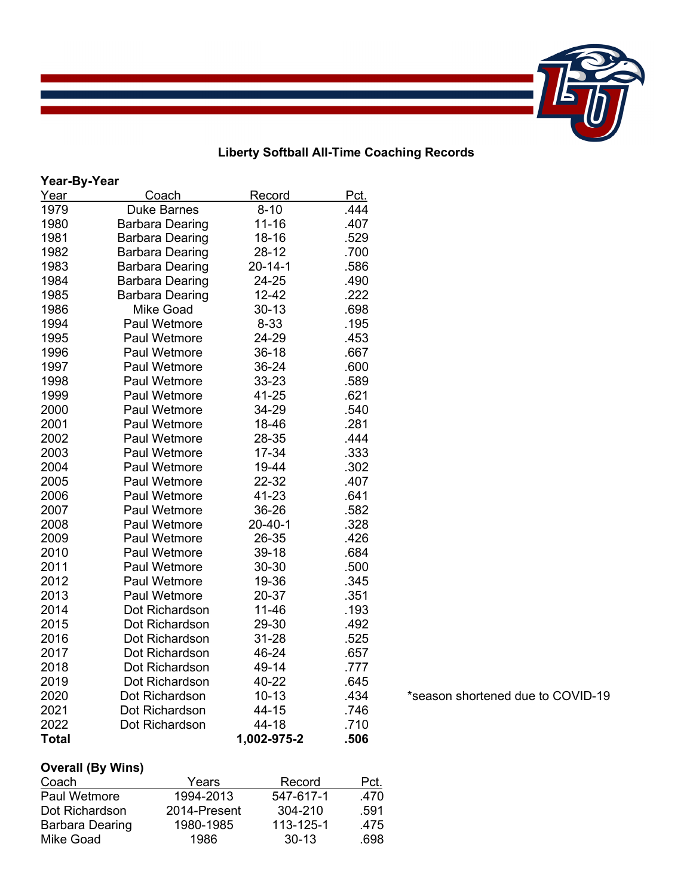# Liberty Softball All-Time Coaching Records

**Year-By-Year**

| Year | Coach | Record | Pct. |
|---|---|---|---|
| 1979 | Duke Barnes | 8-10 | .444 |
| 1980 | Barbara Dearing | 11-16 | .407 |
| 1981 | Barbara Dearing | 18-16 | .529 |
| 1982 | Barbara Dearing | 28-12 | .700 |
| 1983 | Barbara Dearing | 20-14-1 | .586 |
| 1984 | Barbara Dearing | 24-25 | .490 |
| 1985 | Barbara Dearing | 12-42 | .222 |
| 1986 | Mike Goad | 30-13 | .698 |
| 1994 | Paul Wetmore | 8-33 | .195 |
| 1995 | Paul Wetmore | 24-29 | .453 |
| 1996 | Paul Wetmore | 36-18 | .667 |
| 1997 | Paul Wetmore | 36-24 | .600 |
| 1998 | Paul Wetmore | 33-23 | .589 |
| 1999 | Paul Wetmore | 41-25 | .621 |
| 2000 | Paul Wetmore | 34-29 | .540 |
| 2001 | Paul Wetmore | 18-46 | .281 |
| 2002 | Paul Wetmore | 28-35 | .444 |
| 2003 | Paul Wetmore | 17-34 | .333 |
| 2004 | Paul Wetmore | 19-44 | .302 |
| 2005 | Paul Wetmore | 22-32 | .407 |
| 2006 | Paul Wetmore | 41-23 | .641 |
| 2007 | Paul Wetmore | 36-26 | .582 |
| 2008 | Paul Wetmore | 20-40-1 | .328 |
| 2009 | Paul Wetmore | 26-35 | .426 |
| 2010 | Paul Wetmore | 39-18 | .684 |
| 2011 | Paul Wetmore | 30-30 | .500 |
| 2012 | Paul Wetmore | 19-36 | .345 |
| 2013 | Paul Wetmore | 20-37 | .351 |
| 2014 | Dot Richardson | 11-46 | .193 |
| 2015 | Dot Richardson | 29-30 | .492 |
| 2016 | Dot Richardson | 31-28 | .525 |
| 2017 | Dot Richardson | 46-24 | .657 |
| 2018 | Dot Richardson | 49-14 | .777 |
| 2019 | Dot Richardson | 40-22 | .645 |
| 2020 | Dot Richardson | 10-13 | .434 |
| 2021 | Dot Richardson | 44-15 | .746 |
| 2022 | Dot Richardson | 44-18 | .710 |
| **Total** | | **1,002-975-2** | **.506** |

*season shortened due to COVID-19

**Overall (By Wins)**

| Coach | Years | Record | Pct. |
|---|---|---|---|
| Paul Wetmore | 1994-2013 | 547-617-1 | .470 |
| Dot Richardson | 2014-Present | 304-210 | .591 |
| Barbara Dearing | 1980-1985 | 113-125-1 | .475 |
| Mike Goad | 1986 | 30-13 | .698 |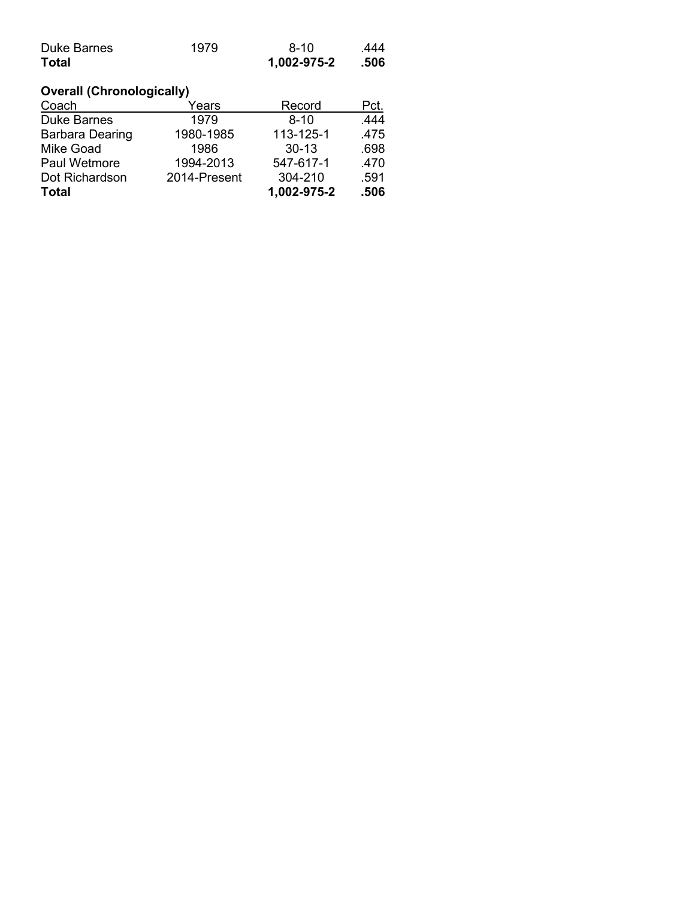| | | | |
|---|---|---|---|
| Duke Barnes | 1979 | 8-10 | .444 |
| **Total** | | **1,002-975-2** | **.506** |

### Overall (Chronologically)

| Coach | Years | Record | Pct. |
|---|---|---|---|
| Duke Barnes | 1979 | 8-10 | .444 |
| Barbara Dearing | 1980-1985 | 113-125-1 | .475 |
| Mike Goad | 1986 | 30-13 | .698 |
| Paul Wetmore | 1994-2013 | 547-617-1 | .470 |
| Dot Richardson | 2014-Present | 304-210 | .591 |
| **Total** | | **1,002-975-2** | **.506** |